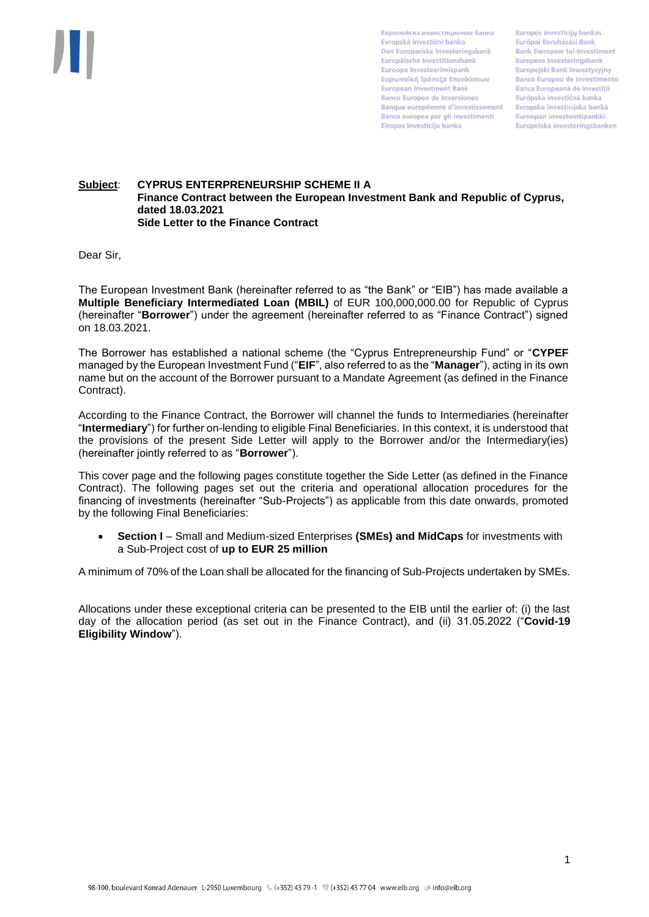Европейска инвестиционна банка
Evropská investiční banka
Den Europæiske Investeringsbank
Europäische Investitionsbank
Euroopa Investeerimispank
Ευρωπαϊκή Τράπεζα Επενδύσεων
European Investment Bank
Banco Europeo de Inversiones
Banque européenne d'investissement
Banca europea per gli investimenti
Eiropas Investīciju banka
Europos investicijų bankas
Európai Beruházási Bank
Bank Ewropew tal-Investiment
Europese Investeringsbank
Europejski Bank Inwestycyjny
Banco Europeu de Investimento
Banca Europeană de Investiții
Európska investičná banka
Evropska investicijska banka
Euroopan investointipankki
Europeiska investeringsbanken

**Subject**: **CYPRUS ENTERPRENEURSHIP SCHEME II A**
**Finance Contract between the European Investment Bank and Republic of Cyprus, dated 18.03.2021**
**Side Letter to the Finance Contract**

Dear Sir,

The European Investment Bank (hereinafter referred to as "the Bank" or "EIB") has made available a **Multiple Beneficiary Intermediated Loan (MBIL)** of EUR 100,000,000.00 for Republic of Cyprus (hereinafter "**Borrower**") under the agreement (hereinafter referred to as "Finance Contract") signed on 18.03.2021.

The Borrower has established a national scheme (the "Cyprus Entrepreneurship Fund" or "**CYPEF** managed by the European Investment Fund ("**EIF**", also referred to as the "**Manager**"), acting in its own name but on the account of the Borrower pursuant to a Mandate Agreement (as defined in the Finance Contract).

According to the Finance Contract, the Borrower will channel the funds to Intermediaries (hereinafter "**Intermediary**") for further on-lending to eligible Final Beneficiaries. In this context, it is understood that the provisions of the present Side Letter will apply to the Borrower and/or the Intermediary(ies) (hereinafter jointly referred to as "**Borrower**").

This cover page and the following pages constitute together the Side Letter (as defined in the Finance Contract). The following pages set out the criteria and operational allocation procedures for the financing of investments (hereinafter "Sub-Projects") as applicable from this date onwards, promoted by the following Final Beneficiaries:

- **Section I** – Small and Medium-sized Enterprises **(SMEs) and MidCaps** for investments with a Sub-Project cost of **up to EUR 25 million**

A minimum of 70% of the Loan shall be allocated for the financing of Sub-Projects undertaken by SMEs.

Allocations under these exceptional criteria can be presented to the EIB until the earlier of: (i) the last day of the allocation period (as set out in the Finance Contract), and (ii) 31.05.2022 ("**Covid-19 Eligibility Window**").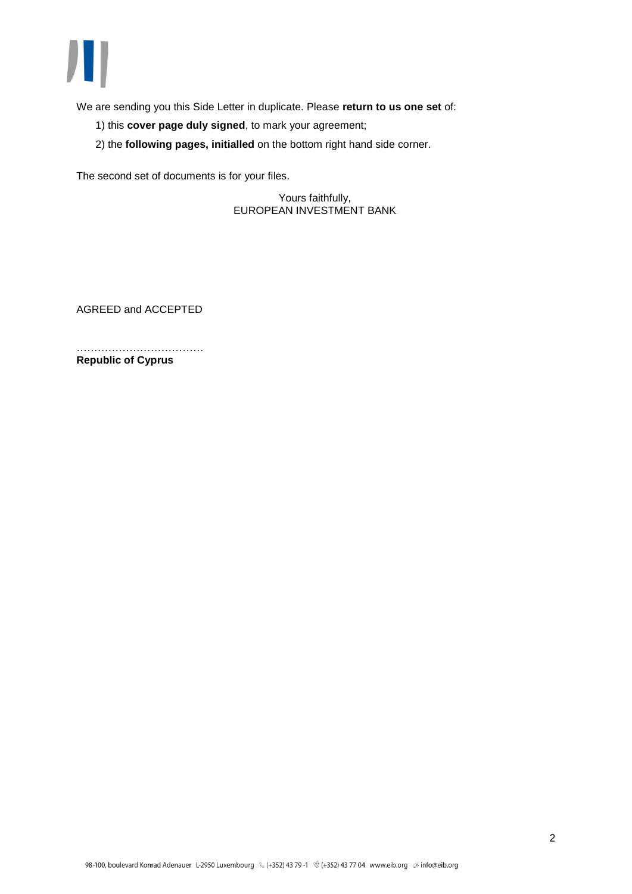We are sending you this Side Letter in duplicate. Please **return to us one set** of:

1) this **cover page duly signed**, to mark your agreement;

2) the **following pages, initialled** on the bottom right hand side corner.

The second set of documents is for your files.

Yours faithfully,
EUROPEAN INVESTMENT BANK

AGREED and ACCEPTED

………………………………
**Republic of Cyprus**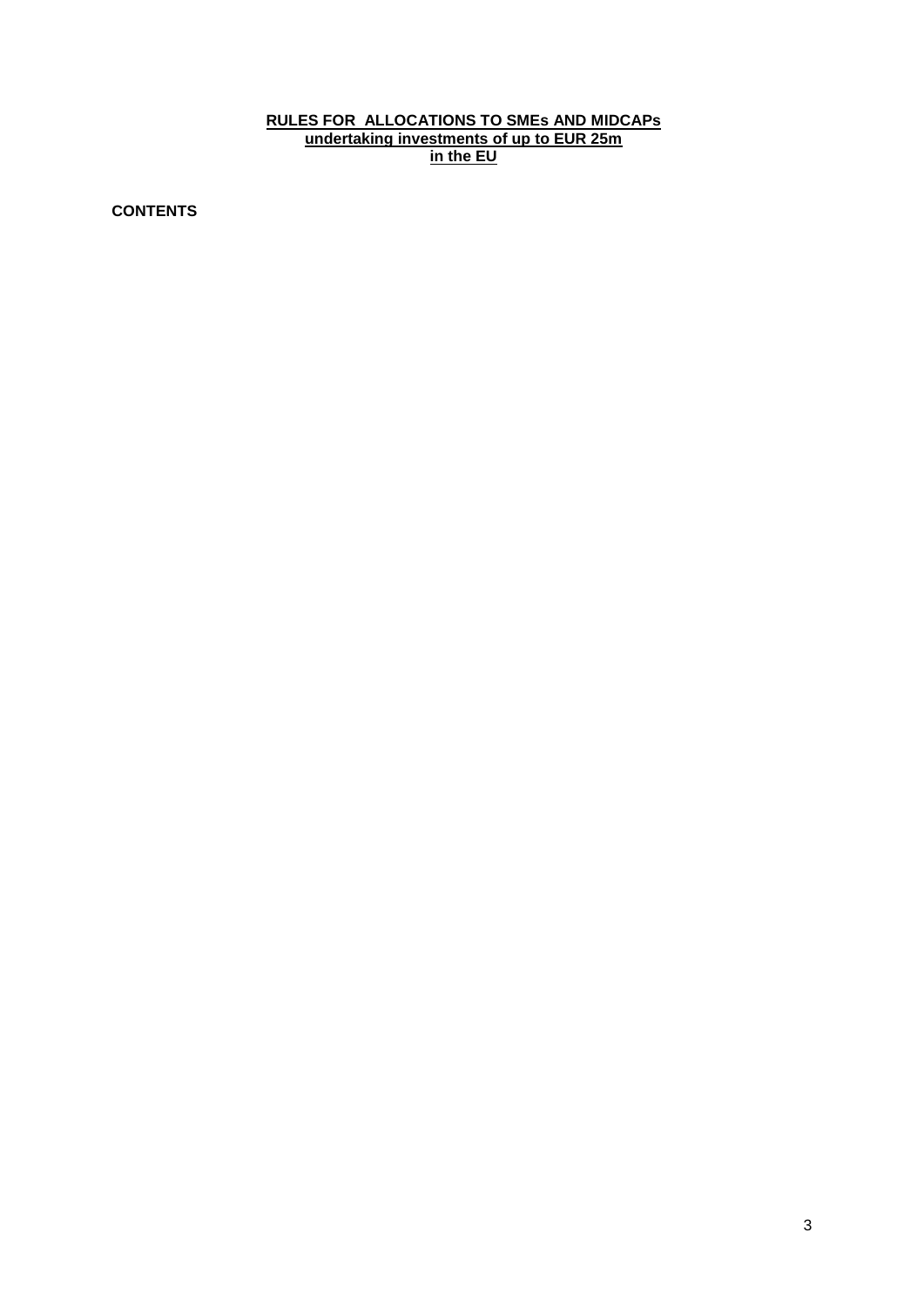# RULES FOR ALLOCATIONS TO SMEs AND MIDCAPs
## undertaking investments of up to EUR 25m
## in the EU

**CONTENTS**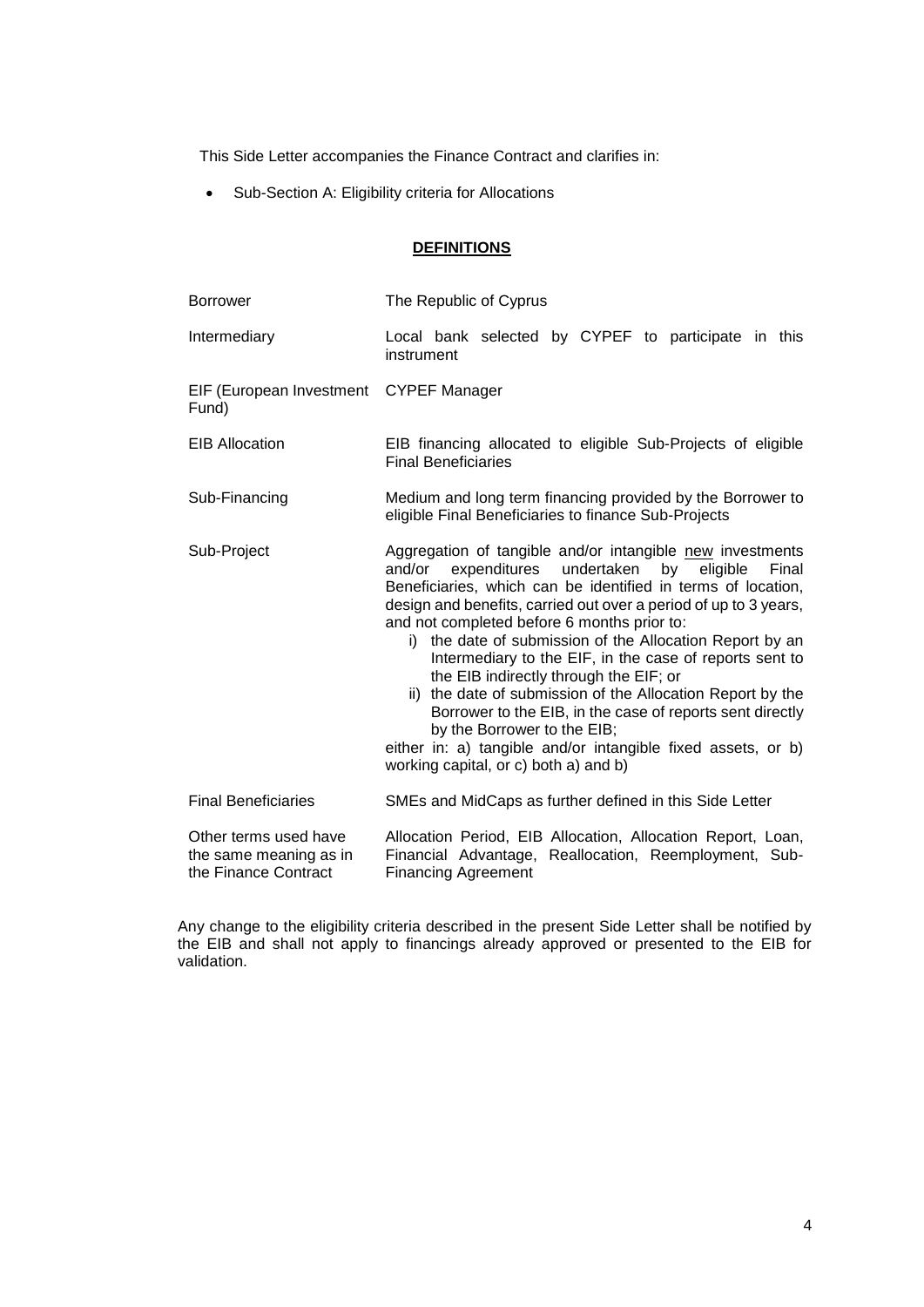This Side Letter accompanies the Finance Contract and clarifies in:

- Sub-Section A: Eligibility criteria for Allocations

## DEFINITIONS

| | |
|---|---|
| Borrower | The Republic of Cyprus |
| Intermediary | Local bank selected by CYPEF to participate in this instrument |
| EIF (European Investment Fund) | CYPEF Manager |
| EIB Allocation | EIB financing allocated to eligible Sub-Projects of eligible Final Beneficiaries |
| Sub-Financing | Medium and long term financing provided by the Borrower to eligible Final Beneficiaries to finance Sub-Projects |
| Sub-Project | Aggregation of tangible and/or intangible new investments and/or expenditures undertaken by eligible Final Beneficiaries, which can be identified in terms of location, design and benefits, carried out over a period of up to 3 years, and not completed before 6 months prior to: i) the date of submission of the Allocation Report by an Intermediary to the EIF, in the case of reports sent to the EIB indirectly through the EIF; or ii) the date of submission of the Allocation Report by the Borrower to the EIB, in the case of reports sent directly by the Borrower to the EIB; either in: a) tangible and/or intangible fixed assets, or b) working capital, or c) both a) and b) |
| Final Beneficiaries | SMEs and MidCaps as further defined in this Side Letter |
| Other terms used have the same meaning as in the Finance Contract | Allocation Period, EIB Allocation, Allocation Report, Loan, Financial Advantage, Reallocation, Reemployment, Sub-Financing Agreement |

Any change to the eligibility criteria described in the present Side Letter shall be notified by the EIB and shall not apply to financings already approved or presented to the EIB for validation.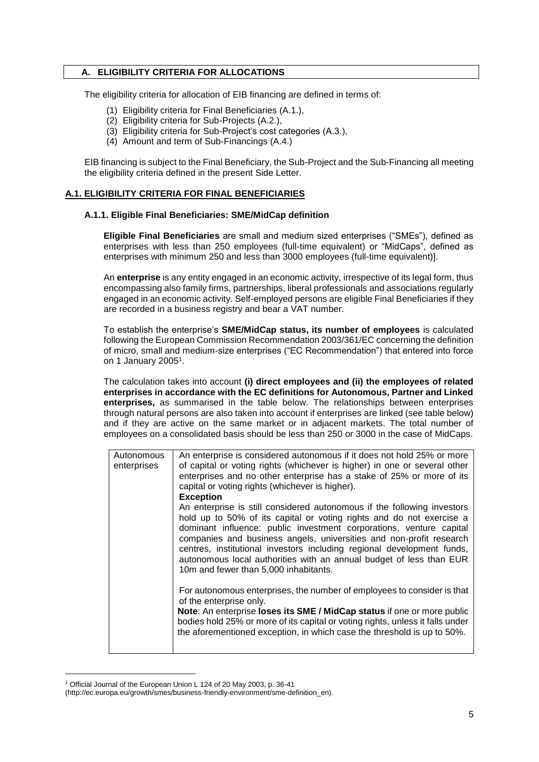## A. ELIGIBILITY CRITERIA FOR ALLOCATIONS

The eligibility criteria for allocation of EIB financing are defined in terms of:

(1) Eligibility criteria for Final Beneficiaries (A.1.),
(2) Eligibility criteria for Sub-Projects (A.2.),
(3) Eligibility criteria for Sub-Project's cost categories (A.3.),
(4) Amount and term of Sub-Financings (A.4.)

EIB financing is subject to the Final Beneficiary, the Sub-Project and the Sub-Financing all meeting the eligibility criteria defined in the present Side Letter.

### A.1. ELIGIBILITY CRITERIA FOR FINAL BENEFICIARIES

#### A.1.1. Eligible Final Beneficiaries: SME/MidCap definition

**Eligible Final Beneficiaries** are small and medium sized enterprises ("SMEs"), defined as enterprises with less than 250 employees (full-time equivalent) or "MidCaps", defined as enterprises with minimum 250 and less than 3000 employees (full-time equivalent)].

An **enterprise** is any entity engaged in an economic activity, irrespective of its legal form, thus encompassing also family firms, partnerships, liberal professionals and associations regularly engaged in an economic activity. Self-employed persons are eligible Final Beneficiaries if they are recorded in a business registry and bear a VAT number.

To establish the enterprise's **SME/MidCap status, its number of employees** is calculated following the European Commission Recommendation 2003/361/EC concerning the definition of micro, small and medium-size enterprises ("EC Recommendation") that entered into force on 1 January 2005[1].

The calculation takes into account **(i) direct employees and (ii) the employees of related enterprises in accordance with the EC definitions for Autonomous, Partner and Linked enterprises,** as summarised in the table below. The relationships between enterprises through natural persons are also taken into account if enterprises are linked (see table below) and if they are active on the same market or in adjacent markets. The total number of employees on a consolidated basis should be less than 250 or 3000 in the case of MidCaps.

| | |
|---|---|
| Autonomous enterprises | An enterprise is considered autonomous if it does not hold 25% or more of capital or voting rights (whichever is higher) in one or several other enterprises and no other enterprise has a stake of 25% or more of its capital or voting rights (whichever is higher).<br>**Exception**<br>An enterprise is still considered autonomous if the following investors hold up to 50% of its capital or voting rights and do not exercise a dominant influence: public investment corporations, venture capital companies and business angels, universities and non-profit research centres, institutional investors including regional development funds, autonomous local authorities with an annual budget of less than EUR 10m and fewer than 5,000 inhabitants.<br><br>For autonomous enterprises, the number of employees to consider is that of the enterprise only.<br>**Note**: An enterprise **loses its SME / MidCap status** if one or more public bodies hold 25% or more of its capital or voting rights, unless it falls under the aforementioned exception, in which case the threshold is up to 50%. |

[1] Official Journal of the European Union L 124 of 20 May 2003, p. 36-41 (http://ec.europa.eu/growth/smes/business-friendly-environment/sme-definition_en).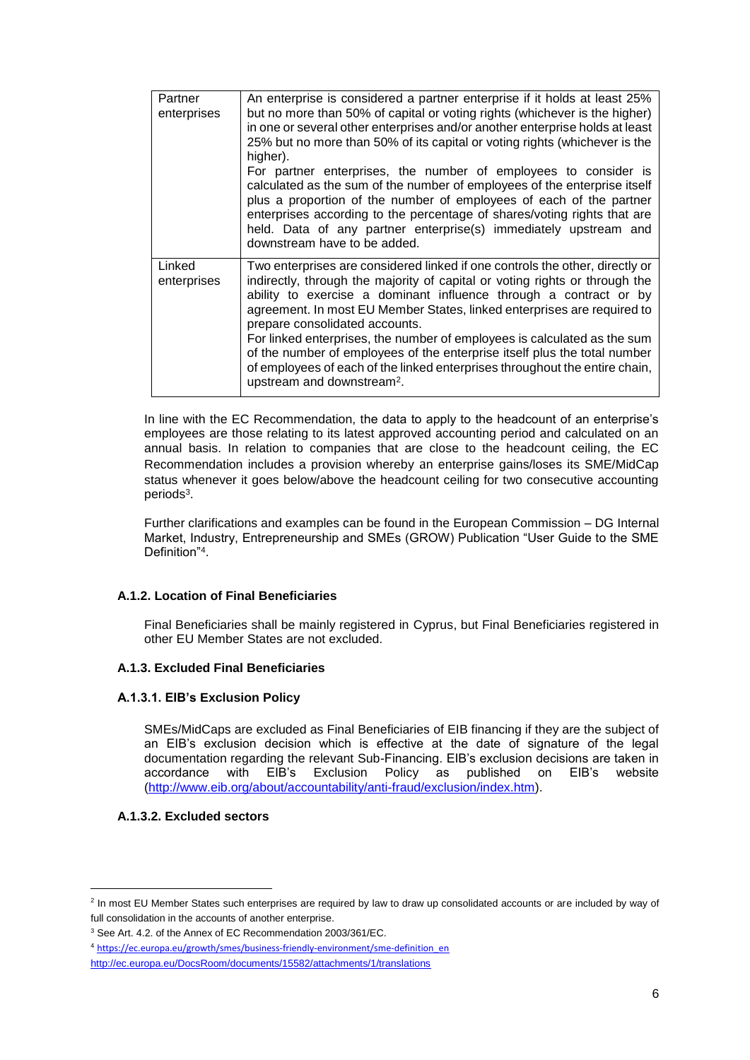| Partner enterprises | An enterprise is considered a partner enterprise if it holds at least 25% but no more than 50% of capital or voting rights (whichever is the higher) in one or several other enterprises and/or another enterprise holds at least 25% but no more than 50% of its capital or voting rights (whichever is the higher). For partner enterprises, the number of employees to consider is calculated as the sum of the number of employees of the enterprise itself plus a proportion of the number of employees of each of the partner enterprises according to the percentage of shares/voting rights that are held. Data of any partner enterprise(s) immediately upstream and downstream have to be added. |
|---|---|
| Linked enterprises | Two enterprises are considered linked if one controls the other, directly or indirectly, through the majority of capital or voting rights or through the ability to exercise a dominant influence through a contract or by agreement. In most EU Member States, linked enterprises are required to prepare consolidated accounts. For linked enterprises, the number of employees is calculated as the sum of the number of employees of the enterprise itself plus the total number of employees of each of the linked enterprises throughout the entire chain, upstream and downstream[2]. |

In line with the EC Recommendation, the data to apply to the headcount of an enterprise's employees are those relating to its latest approved accounting period and calculated on an annual basis. In relation to companies that are close to the headcount ceiling, the EC Recommendation includes a provision whereby an enterprise gains/loses its SME/MidCap status whenever it goes below/above the headcount ceiling for two consecutive accounting periods[3].

Further clarifications and examples can be found in the European Commission – DG Internal Market, Industry, Entrepreneurship and SMEs (GROW) Publication "User Guide to the SME Definition"[4].

#### A.1.2. Location of Final Beneficiaries

Final Beneficiaries shall be mainly registered in Cyprus, but Final Beneficiaries registered in other EU Member States are not excluded.

#### A.1.3. Excluded Final Beneficiaries

#### A.1.3.1. EIB's Exclusion Policy

SMEs/MidCaps are excluded as Final Beneficiaries of EIB financing if they are the subject of an EIB's exclusion decision which is effective at the date of signature of the legal documentation regarding the relevant Sub-Financing. EIB's exclusion decisions are taken in accordance with EIB's Exclusion Policy as published on EIB's website (http://www.eib.org/about/accountability/anti-fraud/exclusion/index.htm).

#### A.1.3.2. Excluded sectors

---

[2] In most EU Member States such enterprises are required by law to draw up consolidated accounts or are included by way of full consolidation in the accounts of another enterprise.

[3] See Art. 4.2. of the Annex of EC Recommendation 2003/361/EC.

[4] https://ec.europa.eu/growth/smes/business-friendly-environment/sme-definition_en
http://ec.europa.eu/DocsRoom/documents/15582/attachments/1/translations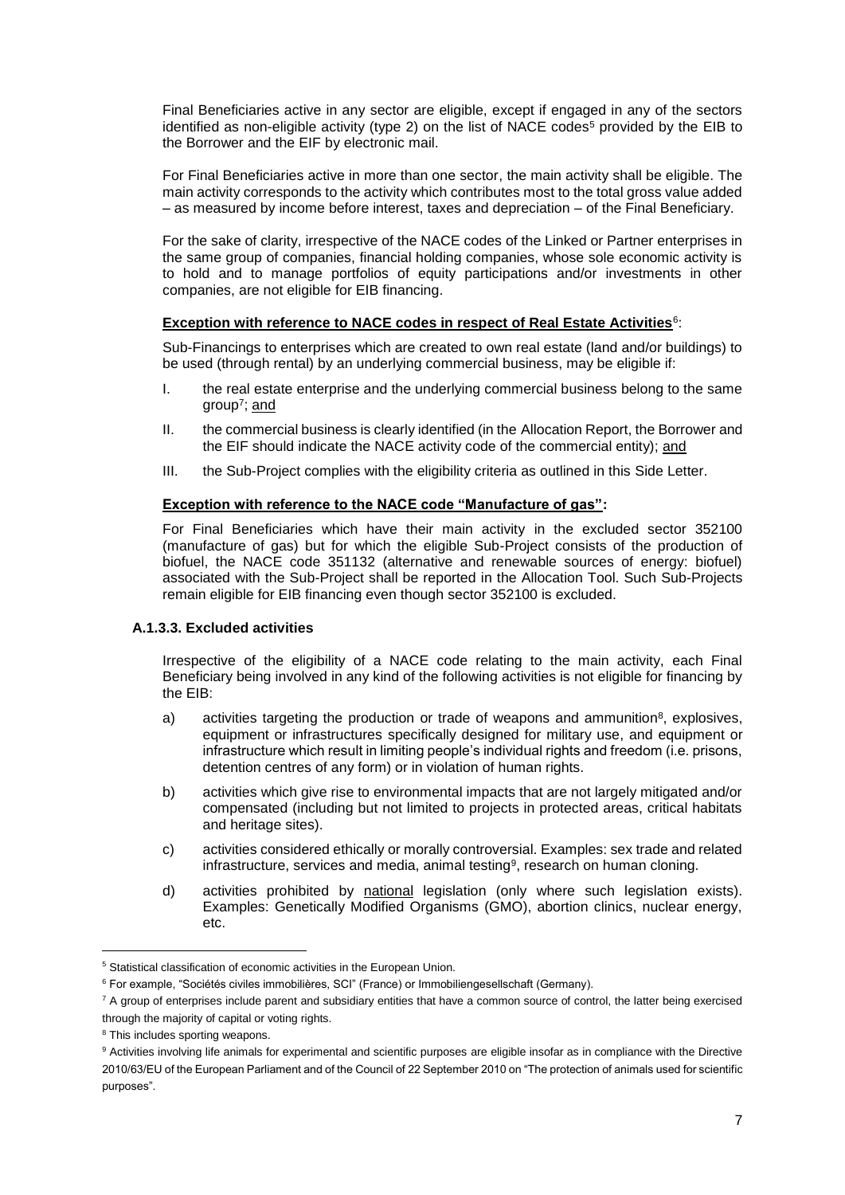Final Beneficiaries active in any sector are eligible, except if engaged in any of the sectors identified as non-eligible activity (type 2) on the list of NACE codes[5] provided by the EIB to the Borrower and the EIF by electronic mail.

For Final Beneficiaries active in more than one sector, the main activity shall be eligible. The main activity corresponds to the activity which contributes most to the total gross value added – as measured by income before interest, taxes and depreciation – of the Final Beneficiary.

For the sake of clarity, irrespective of the NACE codes of the Linked or Partner enterprises in the same group of companies, financial holding companies, whose sole economic activity is to hold and to manage portfolios of equity participations and/or investments in other companies, are not eligible for EIB financing.

**Exception with reference to NACE codes in respect of Real Estate Activities**[6]:

Sub-Financings to enterprises which are created to own real estate (land and/or buildings) to be used (through rental) by an underlying commercial business, may be eligible if:

I. the real estate enterprise and the underlying commercial business belong to the same group[7]; and

II. the commercial business is clearly identified (in the Allocation Report, the Borrower and the EIF should indicate the NACE activity code of the commercial entity); and

III. the Sub-Project complies with the eligibility criteria as outlined in this Side Letter.

**Exception with reference to the NACE code "Manufacture of gas":**

For Final Beneficiaries which have their main activity in the excluded sector 352100 (manufacture of gas) but for which the eligible Sub-Project consists of the production of biofuel, the NACE code 351132 (alternative and renewable sources of energy: biofuel) associated with the Sub-Project shall be reported in the Allocation Tool. Such Sub-Projects remain eligible for EIB financing even though sector 352100 is excluded.

#### A.1.3.3. Excluded activities

Irrespective of the eligibility of a NACE code relating to the main activity, each Final Beneficiary being involved in any kind of the following activities is not eligible for financing by the EIB:

a) activities targeting the production or trade of weapons and ammunition[8], explosives, equipment or infrastructures specifically designed for military use, and equipment or infrastructure which result in limiting people's individual rights and freedom (i.e. prisons, detention centres of any form) or in violation of human rights.

b) activities which give rise to environmental impacts that are not largely mitigated and/or compensated (including but not limited to projects in protected areas, critical habitats and heritage sites).

c) activities considered ethically or morally controversial. Examples: sex trade and related infrastructure, services and media, animal testing[9], research on human cloning.

d) activities prohibited by national legislation (only where such legislation exists). Examples: Genetically Modified Organisms (GMO), abortion clinics, nuclear energy, etc.

---

[5] Statistical classification of economic activities in the European Union.

[6] For example, "Sociétés civiles immobilières, SCI" (France) or Immobiliengesellschaft (Germany).

[7] A group of enterprises include parent and subsidiary entities that have a common source of control, the latter being exercised through the majority of capital or voting rights.

[8] This includes sporting weapons.

[9] Activities involving life animals for experimental and scientific purposes are eligible insofar as in compliance with the Directive 2010/63/EU of the European Parliament and of the Council of 22 September 2010 on "The protection of animals used for scientific purposes".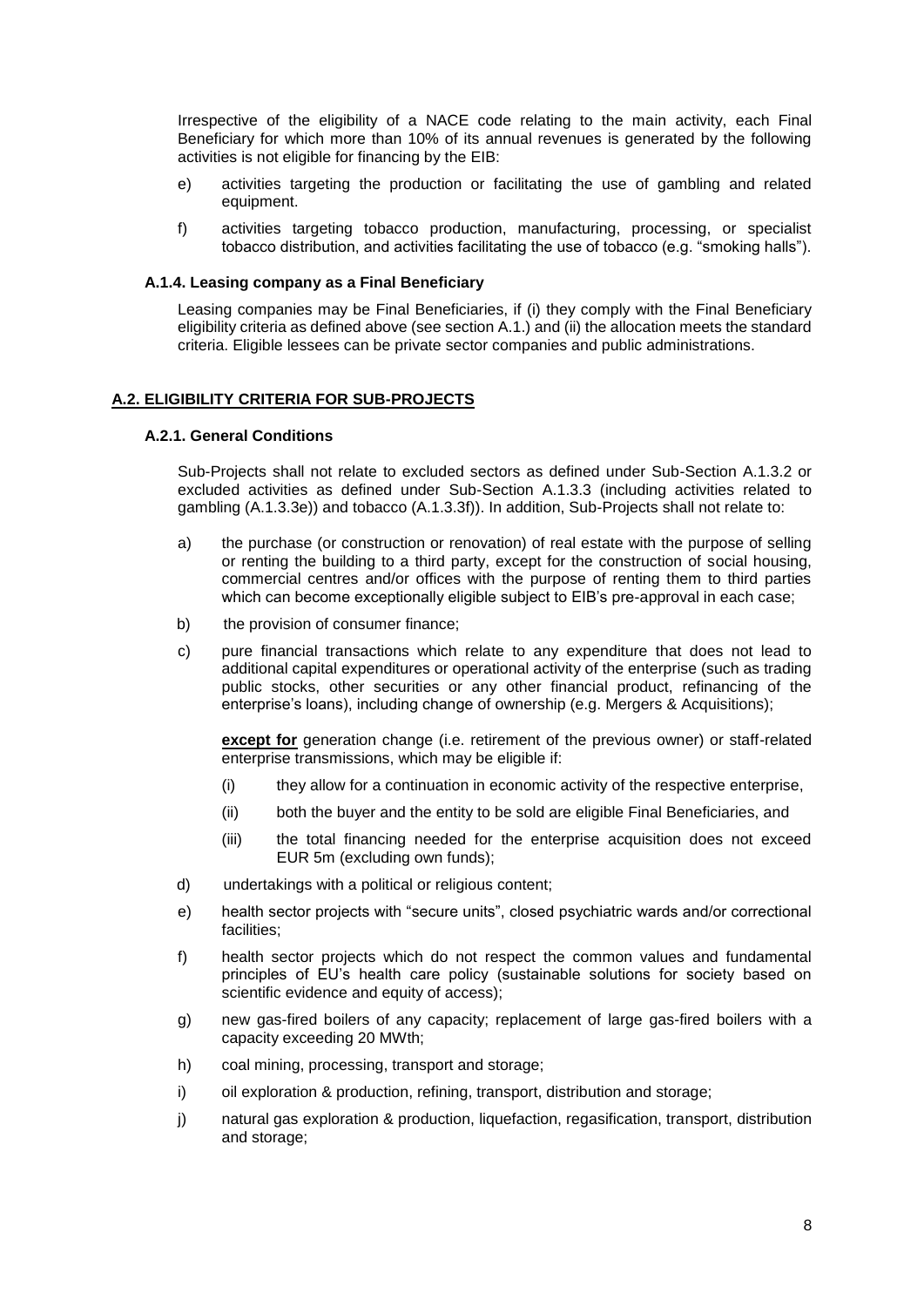Irrespective of the eligibility of a NACE code relating to the main activity, each Final Beneficiary for which more than 10% of its annual revenues is generated by the following activities is not eligible for financing by the EIB:

e) activities targeting the production or facilitating the use of gambling and related equipment.

f) activities targeting tobacco production, manufacturing, processing, or specialist tobacco distribution, and activities facilitating the use of tobacco (e.g. "smoking halls").

### A.1.4. Leasing company as a Final Beneficiary

Leasing companies may be Final Beneficiaries, if (i) they comply with the Final Beneficiary eligibility criteria as defined above (see section A.1.) and (ii) the allocation meets the standard criteria. Eligible lessees can be private sector companies and public administrations.

## A.2. ELIGIBILITY CRITERIA FOR SUB-PROJECTS

### A.2.1. General Conditions

Sub-Projects shall not relate to excluded sectors as defined under Sub-Section A.1.3.2 or excluded activities as defined under Sub-Section A.1.3.3 (including activities related to gambling (A.1.3.3e)) and tobacco (A.1.3.3f)). In addition, Sub-Projects shall not relate to:

a) the purchase (or construction or renovation) of real estate with the purpose of selling or renting the building to a third party, except for the construction of social housing, commercial centres and/or offices with the purpose of renting them to third parties which can become exceptionally eligible subject to EIB's pre-approval in each case;

b) the provision of consumer finance;

c) pure financial transactions which relate to any expenditure that does not lead to additional capital expenditures or operational activity of the enterprise (such as trading public stocks, other securities or any other financial product, refinancing of the enterprise's loans), including change of ownership (e.g. Mergers & Acquisitions);

   **except for** generation change (i.e. retirement of the previous owner) or staff-related enterprise transmissions, which may be eligible if:

   (i) they allow for a continuation in economic activity of the respective enterprise,

   (ii) both the buyer and the entity to be sold are eligible Final Beneficiaries, and

   (iii) the total financing needed for the enterprise acquisition does not exceed EUR 5m (excluding own funds);

d) undertakings with a political or religious content;

e) health sector projects with "secure units", closed psychiatric wards and/or correctional facilities;

f) health sector projects which do not respect the common values and fundamental principles of EU's health care policy (sustainable solutions for society based on scientific evidence and equity of access);

g) new gas-fired boilers of any capacity; replacement of large gas-fired boilers with a capacity exceeding 20 MWth;

h) coal mining, processing, transport and storage;

i) oil exploration & production, refining, transport, distribution and storage;

j) natural gas exploration & production, liquefaction, regasification, transport, distribution and storage;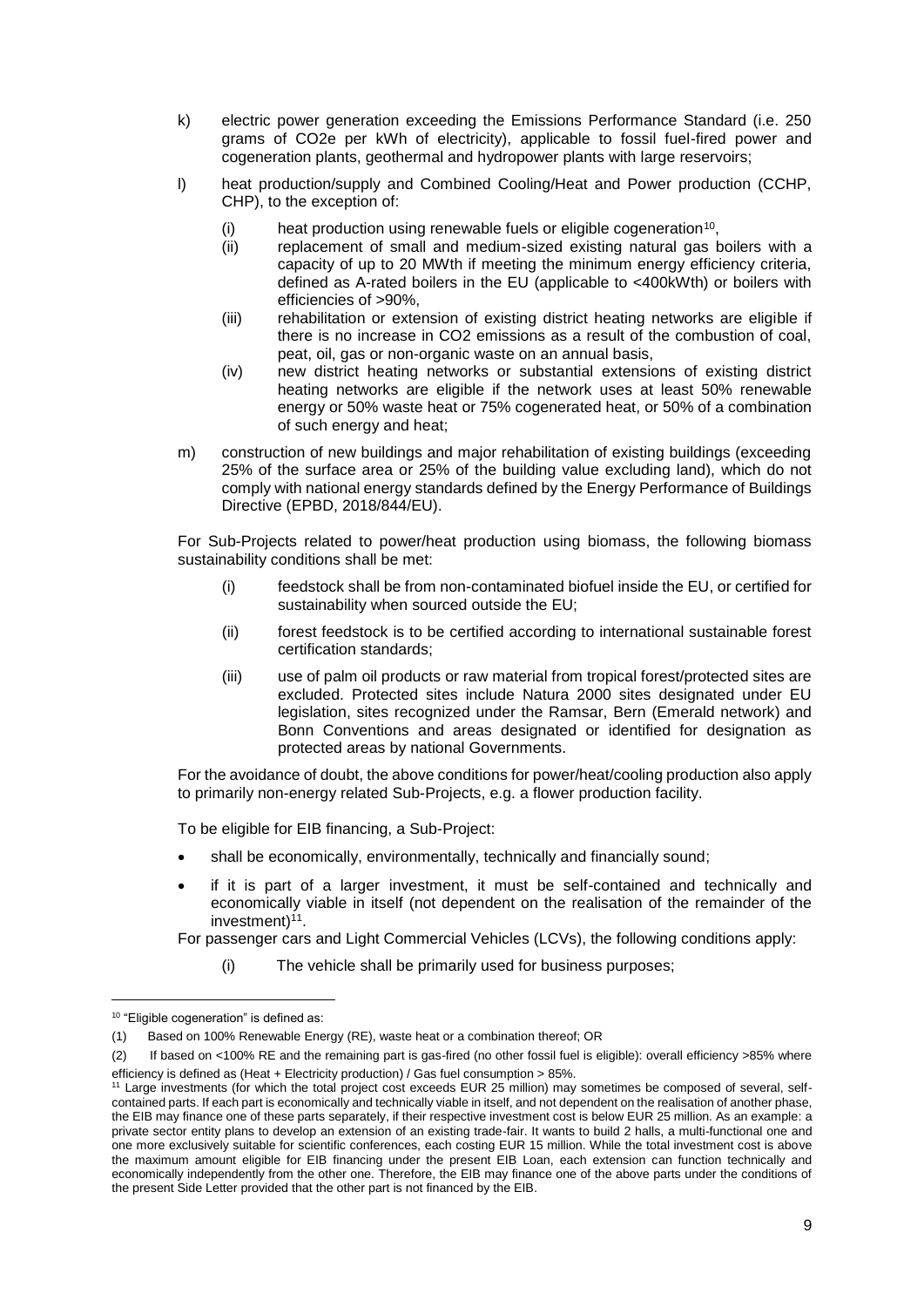k) electric power generation exceeding the Emissions Performance Standard (i.e. 250 grams of $CO_2e$ per kWh of electricity), applicable to fossil fuel-fired power and cogeneration plants, geothermal and hydropower plants with large reservoirs;

l) heat production/supply and Combined Cooling/Heat and Power production (CCHP, CHP), to the exception of:

   (i) heat production using renewable fuels or eligible cogeneration[10],
   
   (ii) replacement of small and medium-sized existing natural gas boilers with a capacity of up to 20 MWth if meeting the minimum energy efficiency criteria, defined as A-rated boilers in the EU (applicable to <400kWth) or boilers with efficiencies of >90%,
   
   (iii) rehabilitation or extension of existing district heating networks are eligible if there is no increase in $CO_2$ emissions as a result of the combustion of coal, peat, oil, gas or non-organic waste on an annual basis,
   
   (iv) new district heating networks or substantial extensions of existing district heating networks are eligible if the network uses at least 50% renewable energy or 50% waste heat or 75% cogenerated heat, or 50% of a combination of such energy and heat;

m) construction of new buildings and major rehabilitation of existing buildings (exceeding 25% of the surface area or 25% of the building value excluding land), which do not comply with national energy standards defined by the Energy Performance of Buildings Directive (EPBD, 2018/844/EU).

For Sub-Projects related to power/heat production using biomass, the following biomass sustainability conditions shall be met:

(i) feedstock shall be from non-contaminated biofuel inside the EU, or certified for sustainability when sourced outside the EU;

(ii) forest feedstock is to be certified according to international sustainable forest certification standards;

(iii) use of palm oil products or raw material from tropical forest/protected sites are excluded. Protected sites include Natura 2000 sites designated under EU legislation, sites recognized under the Ramsar, Bern (Emerald network) and Bonn Conventions and areas designated or identified for designation as protected areas by national Governments.

For the avoidance of doubt, the above conditions for power/heat/cooling production also apply to primarily non-energy related Sub-Projects, e.g. a flower production facility.

To be eligible for EIB financing, a Sub-Project:

- shall be economically, environmentally, technically and financially sound;
- if it is part of a larger investment, it must be self-contained and technically and economically viable in itself (not dependent on the realisation of the remainder of the investment)[11].

For passenger cars and Light Commercial Vehicles (LCVs), the following conditions apply:

(i) The vehicle shall be primarily used for business purposes;

---

[10] "Eligible cogeneration" is defined as:

(1) Based on 100% Renewable Energy (RE), waste heat or a combination thereof; OR

(2) If based on <100% RE and the remaining part is gas-fired (no other fossil fuel is eligible): overall efficiency >85% where efficiency is defined as (Heat + Electricity production) / Gas fuel consumption > 85%.

[11] Large investments (for which the total project cost exceeds EUR 25 million) may sometimes be composed of several, self-contained parts. If each part is economically and technically viable in itself, and not dependent on the realisation of another phase, the EIB may finance one of these parts separately, if their respective investment cost is below EUR 25 million. As an example: a private sector entity plans to develop an extension of an existing trade-fair. It wants to build 2 halls, a multi-functional one and one more exclusively suitable for scientific conferences, each costing EUR 15 million. While the total investment cost is above the maximum amount eligible for EIB financing under the present EIB Loan, each extension can function technically and economically independently from the other one. Therefore, the EIB may finance one of the above parts under the conditions of the present Side Letter provided that the other part is not financed by the EIB.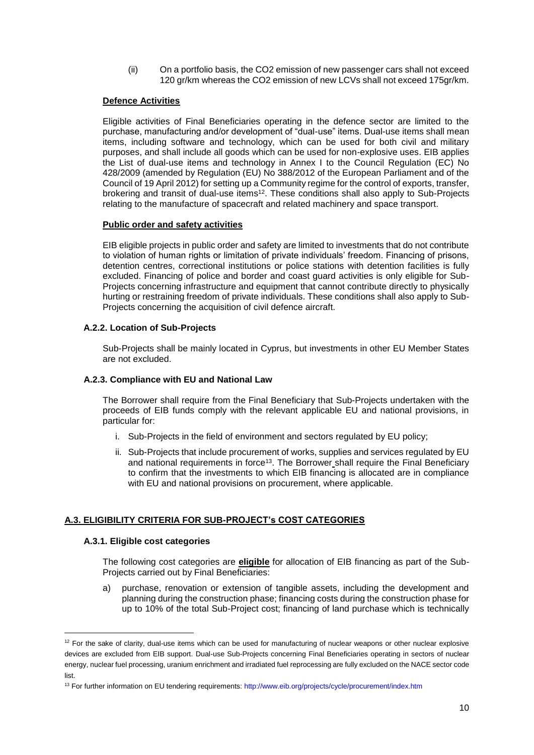(ii) On a portfolio basis, the $CO_2$ emission of new passenger cars shall not exceed 120 gr/km whereas the $CO_2$ emission of new LCVs shall not exceed 175gr/km.

**Defence Activities**

Eligible activities of Final Beneficiaries operating in the defence sector are limited to the purchase, manufacturing and/or development of "dual-use" items. Dual-use items shall mean items, including software and technology, which can be used for both civil and military purposes, and shall include all goods which can be used for non-explosive uses. EIB applies the List of dual-use items and technology in Annex I to the Council Regulation (EC) No 428/2009 (amended by Regulation (EU) No 388/2012 of the European Parliament and of the Council of 19 April 2012) for setting up a Community regime for the control of exports, transfer, brokering and transit of dual-use items[12]. These conditions shall also apply to Sub-Projects relating to the manufacture of spacecraft and related machinery and space transport.

**Public order and safety activities**

EIB eligible projects in public order and safety are limited to investments that do not contribute to violation of human rights or limitation of private individuals' freedom. Financing of prisons, detention centres, correctional institutions or police stations with detention facilities is fully excluded. Financing of police and border and coast guard activities is only eligible for Sub-Projects concerning infrastructure and equipment that cannot contribute directly to physically hurting or restraining freedom of private individuals. These conditions shall also apply to Sub-Projects concerning the acquisition of civil defence aircraft.

### A.2.2. Location of Sub-Projects

Sub-Projects shall be mainly located in Cyprus, but investments in other EU Member States are not excluded.

### A.2.3. Compliance with EU and National Law

The Borrower shall require from the Final Beneficiary that Sub-Projects undertaken with the proceeds of EIB funds comply with the relevant applicable EU and national provisions, in particular for:

i. Sub-Projects in the field of environment and sectors regulated by EU policy;

ii. Sub-Projects that include procurement of works, supplies and services regulated by EU and national requirements in force[13]. The Borrower shall require the Final Beneficiary to confirm that the investments to which EIB financing is allocated are in compliance with EU and national provisions on procurement, where applicable.

## A.3. ELIGIBILITY CRITERIA FOR SUB-PROJECT's COST CATEGORIES

### A.3.1. Eligible cost categories

The following cost categories are **eligible** for allocation of EIB financing as part of the Sub-Projects carried out by Final Beneficiaries:

a) purchase, renovation or extension of tangible assets, including the development and planning during the construction phase; financing costs during the construction phase for up to 10% of the total Sub-Project cost; financing of land purchase which is technically

---

[12] For the sake of clarity, dual-use items which can be used for manufacturing of nuclear weapons or other nuclear explosive devices are excluded from EIB support. Dual-use Sub-Projects concerning Final Beneficiaries operating in sectors of nuclear energy, nuclear fuel processing, uranium enrichment and irradiated fuel reprocessing are fully excluded on the NACE sector code list.

[13] For further information on EU tendering requirements: http://www.eib.org/projects/cycle/procurement/index.htm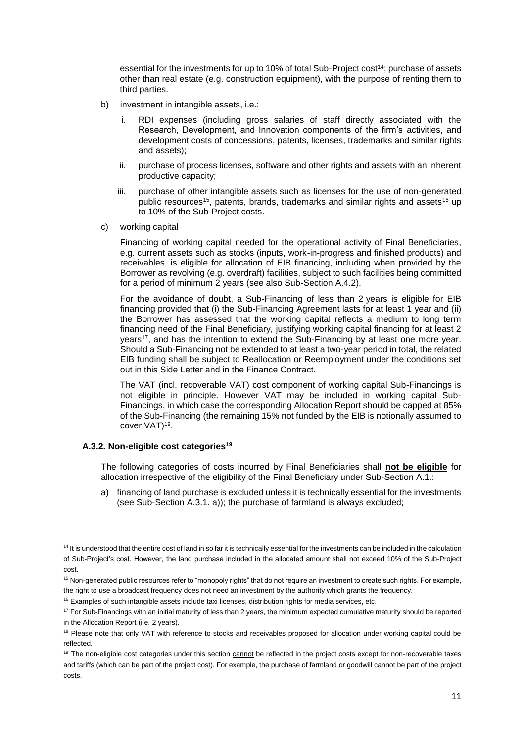essential for the investments for up to 10% of total Sub-Project cost[14]; purchase of assets other than real estate (e.g. construction equipment), with the purpose of renting them to third parties.

b) investment in intangible assets, i.e.:

   i. RDI expenses (including gross salaries of staff directly associated with the Research, Development, and Innovation components of the firm's activities, and development costs of concessions, patents, licenses, trademarks and similar rights and assets);

   ii. purchase of process licenses, software and other rights and assets with an inherent productive capacity;

   iii. purchase of other intangible assets such as licenses for the use of non-generated public resources[15], patents, brands, trademarks and similar rights and assets[16] up to 10% of the Sub-Project costs.

c) working capital

   Financing of working capital needed for the operational activity of Final Beneficiaries, e.g. current assets such as stocks (inputs, work-in-progress and finished products) and receivables, is eligible for allocation of EIB financing, including when provided by the Borrower as revolving (e.g. overdraft) facilities, subject to such facilities being committed for a period of minimum 2 years (see also Sub-Section A.4.2).

   For the avoidance of doubt, a Sub-Financing of less than 2 years is eligible for EIB financing provided that (i) the Sub-Financing Agreement lasts for at least 1 year and (ii) the Borrower has assessed that the working capital reflects a medium to long term financing need of the Final Beneficiary, justifying working capital financing for at least 2 years[17], and has the intention to extend the Sub-Financing by at least one more year. Should a Sub-Financing not be extended to at least a two-year period in total, the related EIB funding shall be subject to Reallocation or Reemployment under the conditions set out in this Side Letter and in the Finance Contract.

   The VAT (incl. recoverable VAT) cost component of working capital Sub-Financings is not eligible in principle. However VAT may be included in working capital Sub-Financings, in which case the corresponding Allocation Report should be capped at 85% of the Sub-Financing (the remaining 15% not funded by the EIB is notionally assumed to cover VAT)[18].

#### A.3.2. Non-eligible cost categories[19]

The following categories of costs incurred by Final Beneficiaries shall **not be eligible** for allocation irrespective of the eligibility of the Final Beneficiary under Sub-Section A.1.:

a) financing of land purchase is excluded unless it is technically essential for the investments (see Sub-Section A.3.1. a)); the purchase of farmland is always excluded;

---

[14] It is understood that the entire cost of land in so far it is technically essential for the investments can be included in the calculation of Sub-Project's cost. However, the land purchase included in the allocated amount shall not exceed 10% of the Sub-Project cost.

[15] Non-generated public resources refer to "monopoly rights" that do not require an investment to create such rights. For example, the right to use a broadcast frequency does not need an investment by the authority which grants the frequency.

[16] Examples of such intangible assets include taxi licenses, distribution rights for media services, etc.

[17] For Sub-Financings with an initial maturity of less than 2 years, the minimum expected cumulative maturity should be reported in the Allocation Report (i.e. 2 years).

[18] Please note that only VAT with reference to stocks and receivables proposed for allocation under working capital could be reflected.

[19] The non-eligible cost categories under this section cannot be reflected in the project costs except for non-recoverable taxes and tariffs (which can be part of the project cost). For example, the purchase of farmland or goodwill cannot be part of the project costs.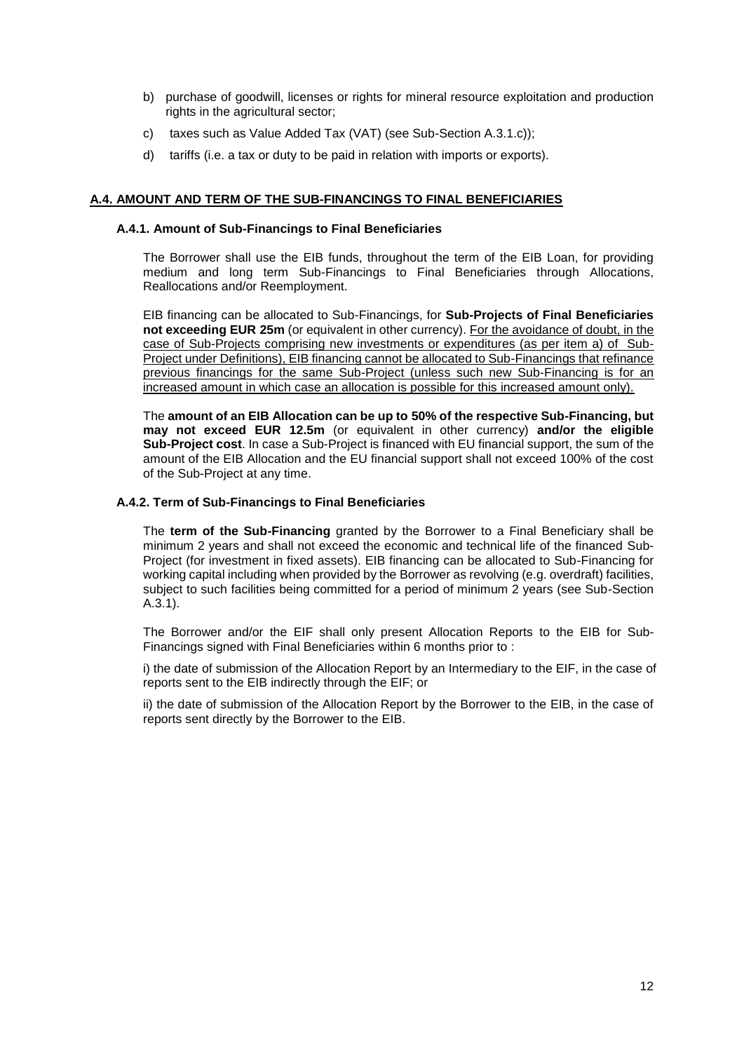b) purchase of goodwill, licenses or rights for mineral resource exploitation and production rights in the agricultural sector;

c) taxes such as Value Added Tax (VAT) (see Sub-Section A.3.1.c));

d) tariffs (i.e. a tax or duty to be paid in relation with imports or exports).

## A.4. AMOUNT AND TERM OF THE SUB-FINANCINGS TO FINAL BENEFICIARIES

### A.4.1. Amount of Sub-Financings to Final Beneficiaries

The Borrower shall use the EIB funds, throughout the term of the EIB Loan, for providing medium and long term Sub-Financings to Final Beneficiaries through Allocations, Reallocations and/or Reemployment.

EIB financing can be allocated to Sub-Financings, for **Sub-Projects of Final Beneficiaries not exceeding EUR 25m** (or equivalent in other currency). For the avoidance of doubt, in the case of Sub-Projects comprising new investments or expenditures (as per item a) of Sub-Project under Definitions), EIB financing cannot be allocated to Sub-Financings that refinance previous financings for the same Sub-Project (unless such new Sub-Financing is for an increased amount in which case an allocation is possible for this increased amount only).

The **amount of an EIB Allocation can be up to 50% of the respective Sub-Financing, but may not exceed EUR 12.5m** (or equivalent in other currency) **and/or the eligible Sub-Project cost**. In case a Sub-Project is financed with EU financial support, the sum of the amount of the EIB Allocation and the EU financial support shall not exceed 100% of the cost of the Sub-Project at any time.

### A.4.2. Term of Sub-Financings to Final Beneficiaries

The **term of the Sub-Financing** granted by the Borrower to a Final Beneficiary shall be minimum 2 years and shall not exceed the economic and technical life of the financed Sub-Project (for investment in fixed assets). EIB financing can be allocated to Sub-Financing for working capital including when provided by the Borrower as revolving (e.g. overdraft) facilities, subject to such facilities being committed for a period of minimum 2 years (see Sub-Section A.3.1).

The Borrower and/or the EIF shall only present Allocation Reports to the EIB for Sub-Financings signed with Final Beneficiaries within 6 months prior to :

i) the date of submission of the Allocation Report by an Intermediary to the EIF, in the case of reports sent to the EIB indirectly through the EIF; or

ii) the date of submission of the Allocation Report by the Borrower to the EIB, in the case of reports sent directly by the Borrower to the EIB.